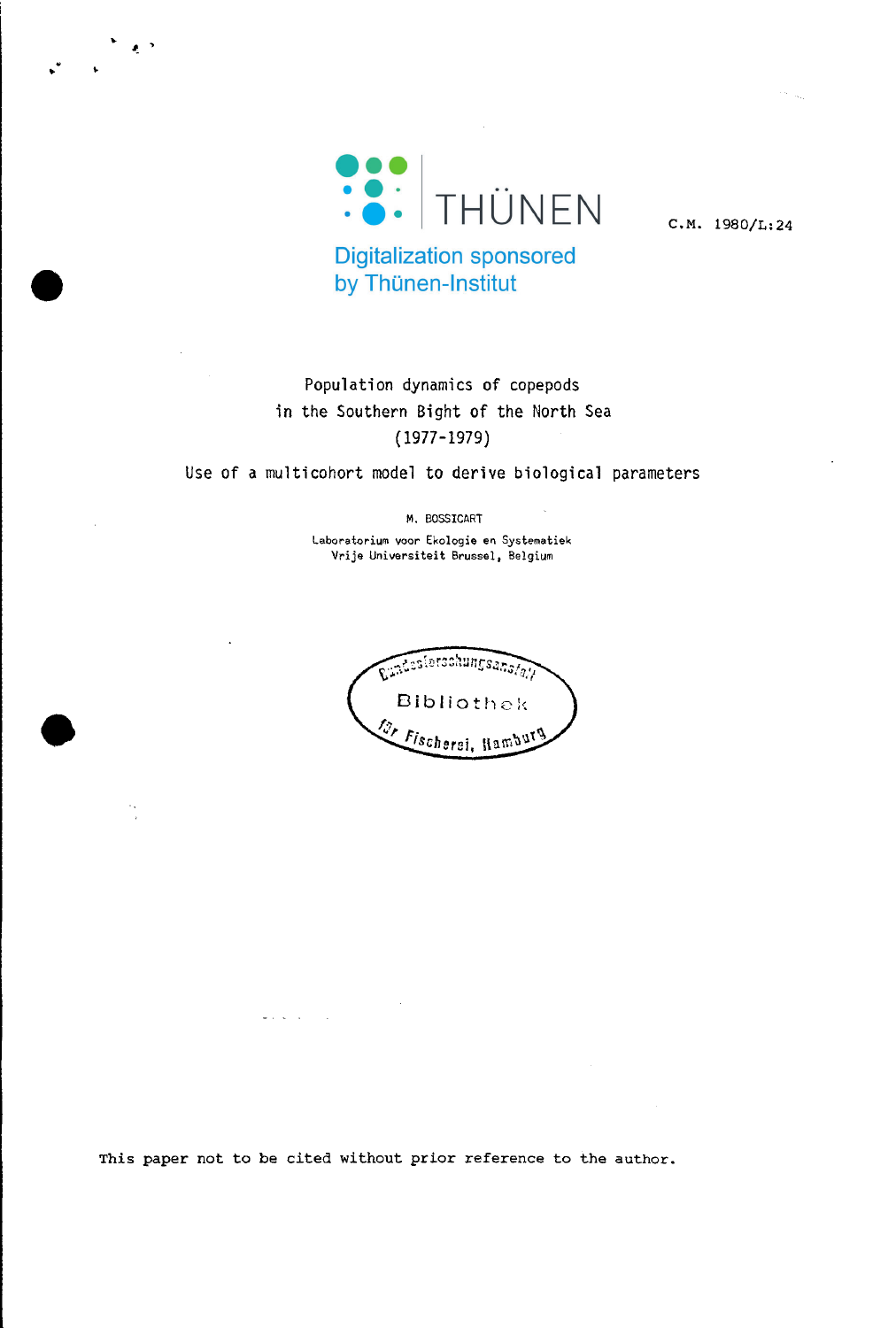Digitalization sponsored by Thünen-Institut

C.M. 1980/L:24

# Population dynamics of copepods in the Southern Bight of the North Sea (1977-1979)

## Use of a multicohort model to derive biological parameters

M. BOSSICART

Laboratorium voor Ekologie en Systematiek
Vrije Universiteit Brussel, Belgium

This paper not to be cited without prior reference to the author.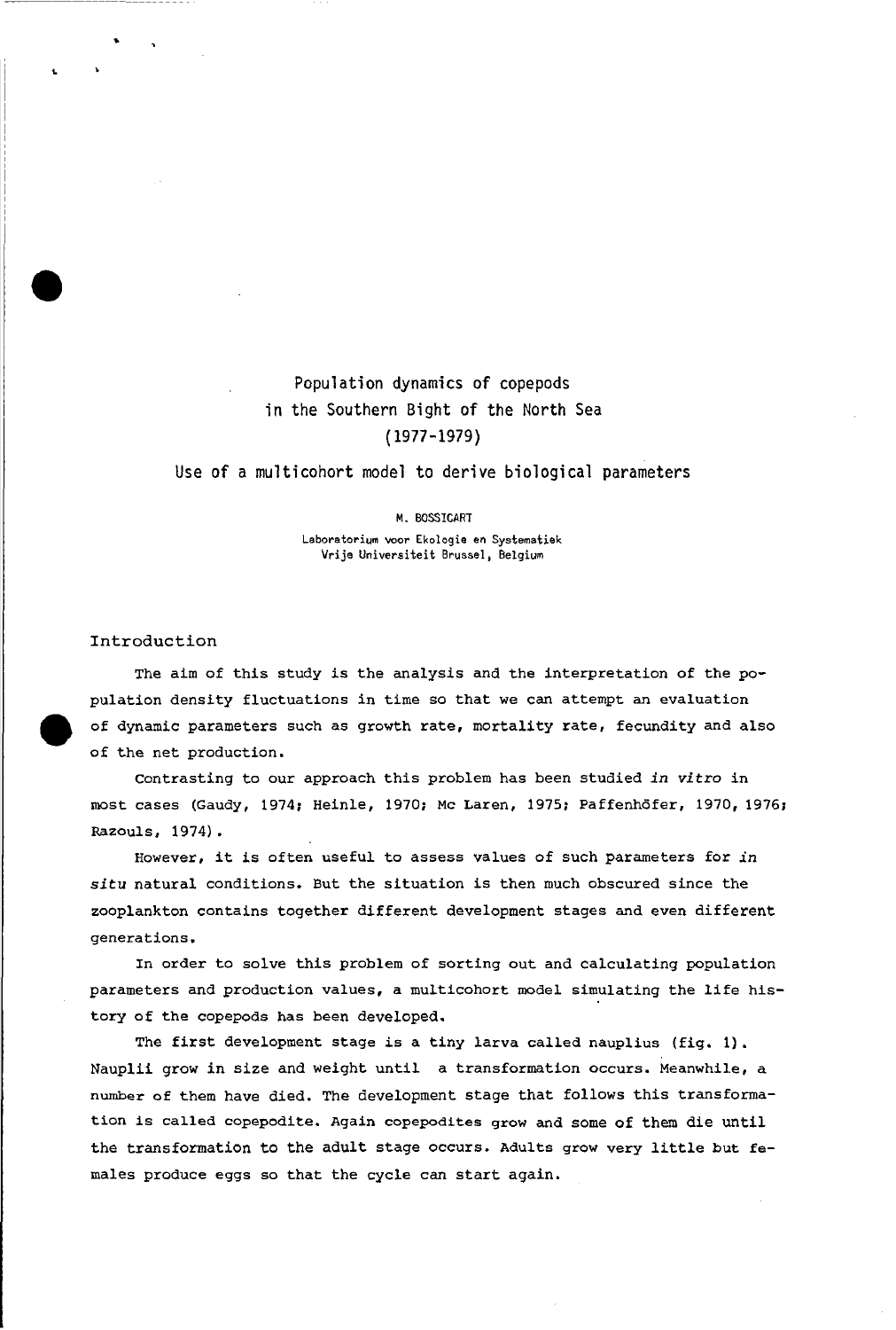# Population dynamics of copepods in the Southern Bight of the North Sea (1977-1979)

## Use of a multicohort model to derive biological parameters

M. BOSSICART

Laboratorium voor Ekologie en Systematiek
Vrije Universiteit Brussel, Belgium

## Introduction

The aim of this study is the analysis and the interpretation of the population density fluctuations in time so that we can attempt an evaluation of dynamic parameters such as growth rate, mortality rate, fecundity and also of the net production.

Contrasting to our approach this problem has been studied *in vitro* in most cases (Gaudy, 1974; Heinle, 1970; Mc Laren, 1975; Paffenhöfer, 1970, 1976; Razouls, 1974).

However, it is often useful to assess values of such parameters for *in situ* natural conditions. But the situation is then much obscured since the zooplankton contains together different development stages and even different generations.

In order to solve this problem of sorting out and calculating population parameters and production values, a multicohort model simulating the life history of the copepods has been developed.

The first development stage is a tiny larva called nauplius (fig. 1). Nauplii grow in size and weight until a transformation occurs. Meanwhile, a number of them have died. The development stage that follows this transformation is called copepodite. Again copepodites grow and some of them die until the transformation to the adult stage occurs. Adults grow very little but females produce eggs so that the cycle can start again.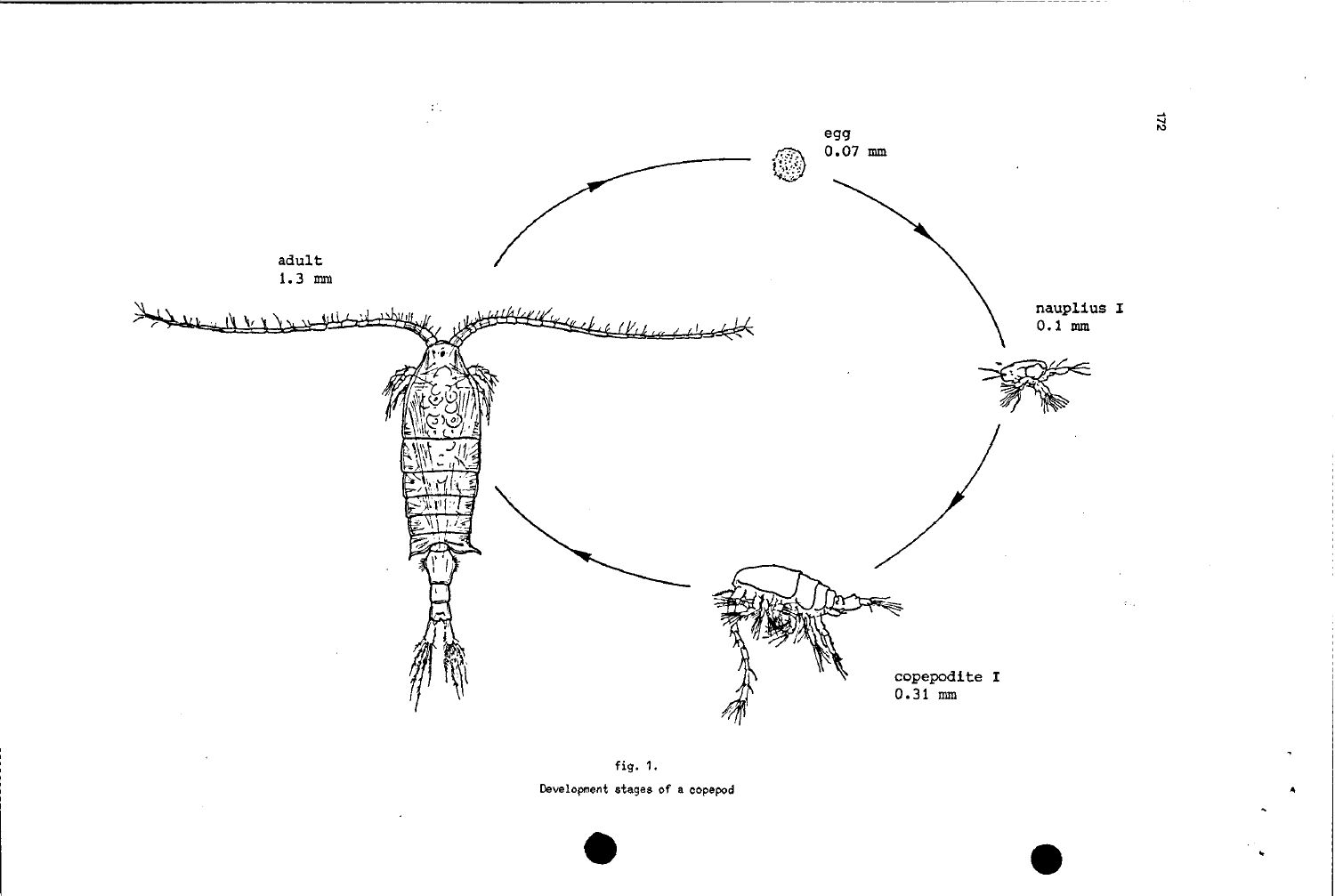egg
0.07 mm

nauplius I
0.1 mm

copepodite I
0.31 mm

adult
1.3 mm

fig. 1.
Development stages of a copepod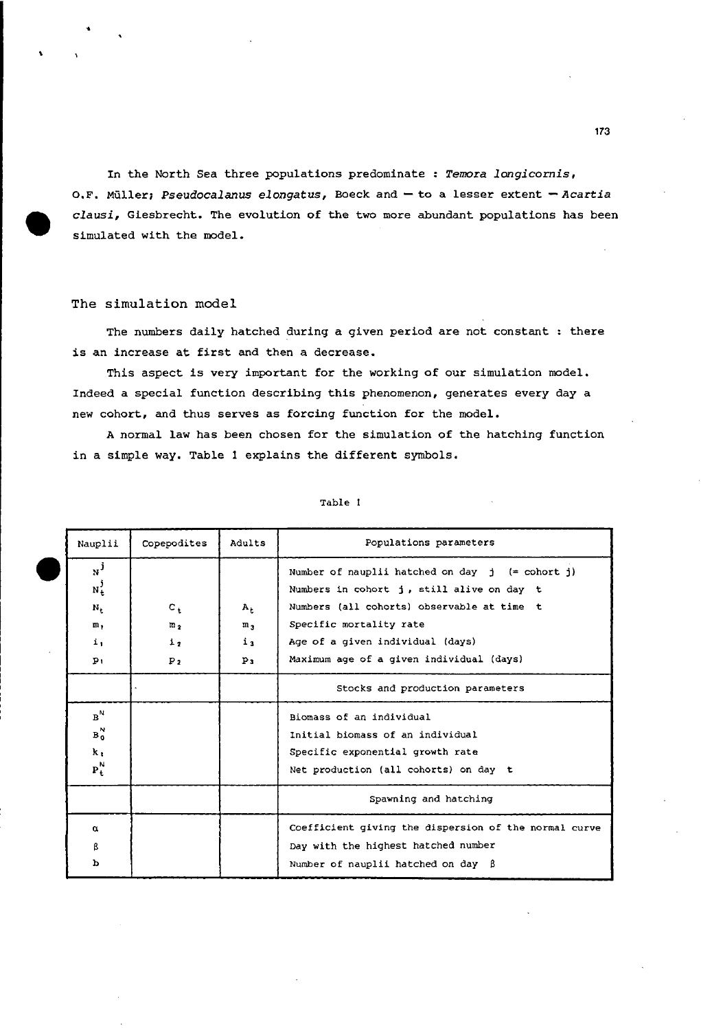In the North Sea three populations predominate : *Temora longicornis*, O.F. Müller; *Pseudocalanus elongatus*, Boeck and — to a lesser extent — *Acartia clausi*, Giesbrecht. The evolution of the two more abundant populations has been simulated with the model.

## The simulation model

The numbers daily hatched during a given period are not constant : there is an increase at first and then a decrease.

This aspect is very important for the working of our simulation model. Indeed a special function describing this phenomenon, generates every day a new cohort, and thus serves as forcing function for the model.

A normal law has been chosen for the simulation of the hatching function in a simple way. Table 1 explains the different symbols.

Table 1

| Nauplii | Copepodites | Adults | Populations parameters |
|---|---|---|---|
| $N^j$ | | | Number of nauplii hatched on day j (= cohort j) |
| $N_t^j$ | | | Numbers in cohort j, still alive on day t |
| $N_t$ | $C_t$ | $A_t$ | Numbers (all cohorts) observable at time t |
| $m_1$ | $m_2$ | $m_3$ | Specific mortality rate |
| $i_1$ | $i_2$ | $i_3$ | Age of a given individual (days) |
| $p_1$ | $p_2$ | $p_3$ | Maximum age of a given individual (days) |
| | | | **Stocks and production parameters** |
| $B^N$ | | | Biomass of an individual |
| $B_0^N$ | | | Initial biomass of an individual |
| $k_1$ | | | Specific exponential growth rate |
| $P_t^N$ | | | Net production (all cohorts) on day t |
| | | | **Spawning and hatching** |
| $\alpha$ | | | Coefficient giving the dispersion of the normal curve |
| $\beta$ | | | Day with the highest hatched number |
| b | | | Number of nauplii hatched on day $\beta$ |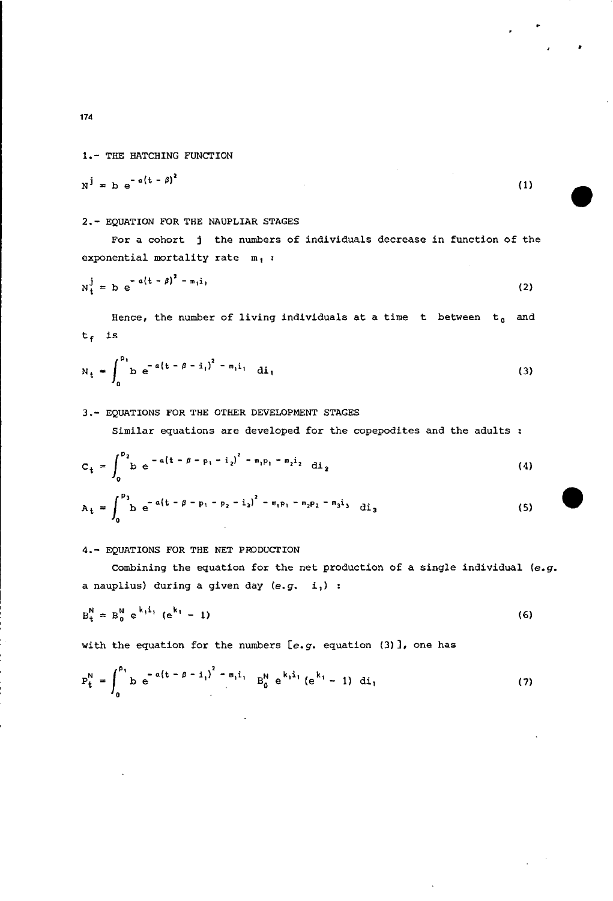## 1.- THE HATCHING FUNCTION

$$N^j = b\, e^{-a(t-\beta)^2} \tag{1}$$

## 2.- EQUATION FOR THE NAUPLIAR STAGES

For a cohort $j$ the numbers of individuals decrease in function of the exponential mortality rate $m_1$ :

$$N_t^j = b\, e^{-a(t-\beta)^2 - m_1 i_1} \tag{2}$$

Hence, the number of living individuals at a time $t$ between $t_0$ and $t_f$ is

$$N_t = \int_0^{p_1} b\, e^{-a(t-\beta-i_1)^2 - m_1 i_1}\, di_1 \tag{3}$$

## 3.- EQUATIONS FOR THE OTHER DEVELOPMENT STAGES

Similar equations are developed for the copepodites and the adults :

$$C_t = \int_0^{p_2} b\, e^{-a(t-\beta-p_1-i_2)^2 - m_1 p_1 - m_2 i_2}\, di_2 \tag{4}$$

$$A_t = \int_0^{p_3} b\, e^{-a(t-\beta-p_1-p_2-i_3)^2 - m_1 p_1 - m_2 p_2 - m_3 i_3}\, di_3 \tag{5}$$

## 4.- EQUATIONS FOR THE NET PRODUCTION

Combining the equation for the net production of a single individual (*e.g.* a nauplius) during a given day (*e.g.* $i_1$) :

$$B_t^N = B_0^N\, e^{k_1 i_1}\,(e^{k_1} - 1) \tag{6}$$

with the equation for the numbers [*e.g.* equation (3)], one has

$$P_t^N = \int_0^{p_1} b\, e^{-a(t-\beta-i_1)^2 - m_1 i_1}\; B_0^N\, e^{k_1 i_1}\,(e^{k_1} - 1)\, di_1 \tag{7}$$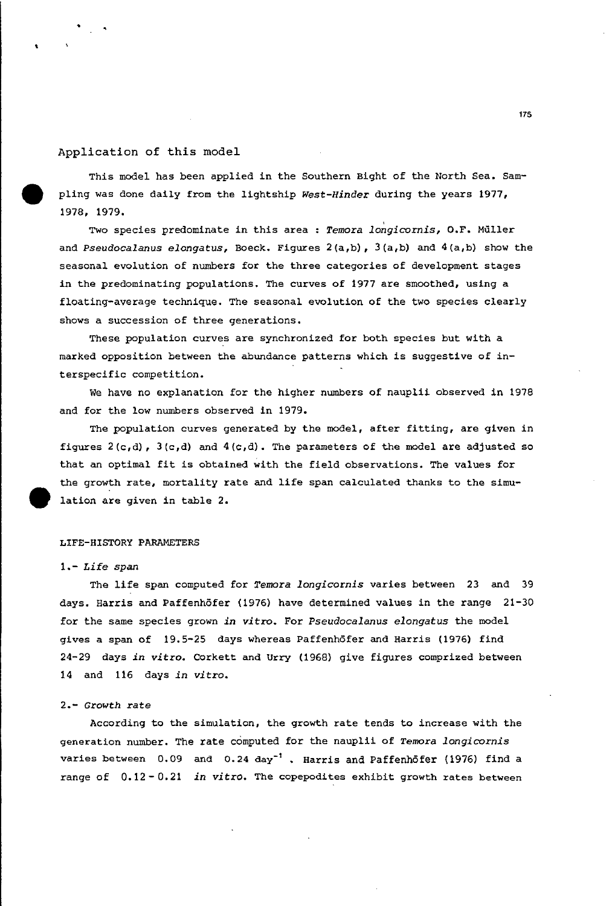## Application of this model

This model has been applied in the Southern Bight of the North Sea. Sampling was done daily from the lightship *West-Hinder* during the years 1977, 1978, 1979.

Two species predominate in this area : *Temora longicornis,* O.F. Müller and *Pseudocalanus elongatus,* Boeck. Figures 2(a,b), 3(a,b) and 4(a,b) show the seasonal evolution of numbers for the three categories of development stages in the predominating populations. The curves of 1977 are smoothed, using a floating-average technique. The seasonal evolution of the two species clearly shows a succession of three generations.

These population curves are synchronized for both species but with a marked opposition between the abundance patterns which is suggestive of interspecific competition.

We have no explanation for the higher numbers of nauplii observed in 1978 and for the low numbers observed in 1979.

The population curves generated by the model, after fitting, are given in figures 2(c,d), 3(c,d) and 4(c,d). The parameters of the model are adjusted so that an optimal fit is obtained with the field observations. The values for the growth rate, mortality rate and life span calculated thanks to the simulation are given in table 2.

## LIFE-HISTORY PARAMETERS

### 1.- *Life span*

The life span computed for *Temora longicornis* varies between 23 and 39 days. Harris and Paffenhöfer (1976) have determined values in the range 21-30 for the same species grown *in vitro.* For *Pseudocalanus elongatus* the model gives a span of 19.5-25 days whereas Paffenhöfer and Harris (1976) find 24-29 days *in vitro.* Corkett and Urry (1968) give figures comprized between 14 and 116 days *in vitro.*

### 2.- *Growth rate*

According to the simulation, the growth rate tends to increase with the generation number. The rate computed for the nauplii of *Temora longicornis* varies between 0.09 and 0.24 day$^{-1}$ . Harris and Paffenhöfer (1976) find a range of 0.12 - 0.21 *in vitro.* The copepodites exhibit growth rates between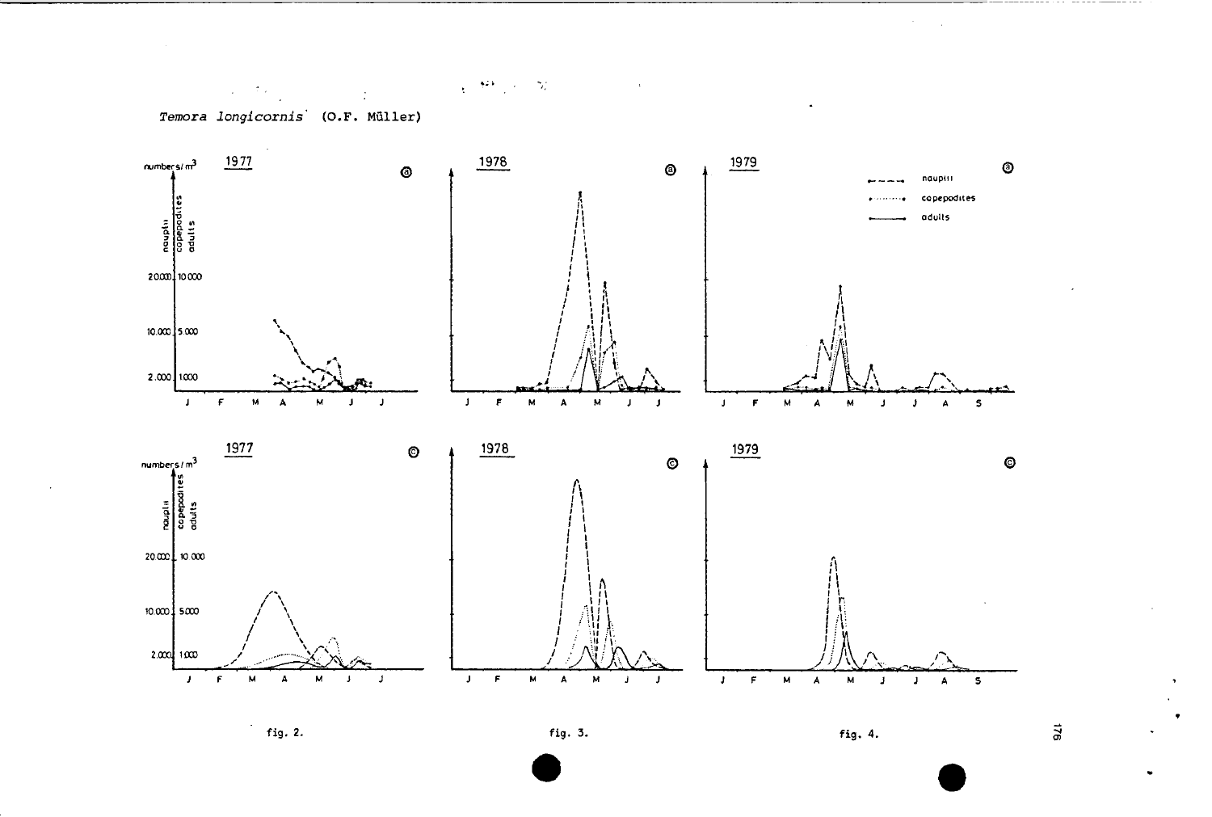*Temora longicornis* (O.F. Müller)

fig. 2.

fig. 3.

fig. 4.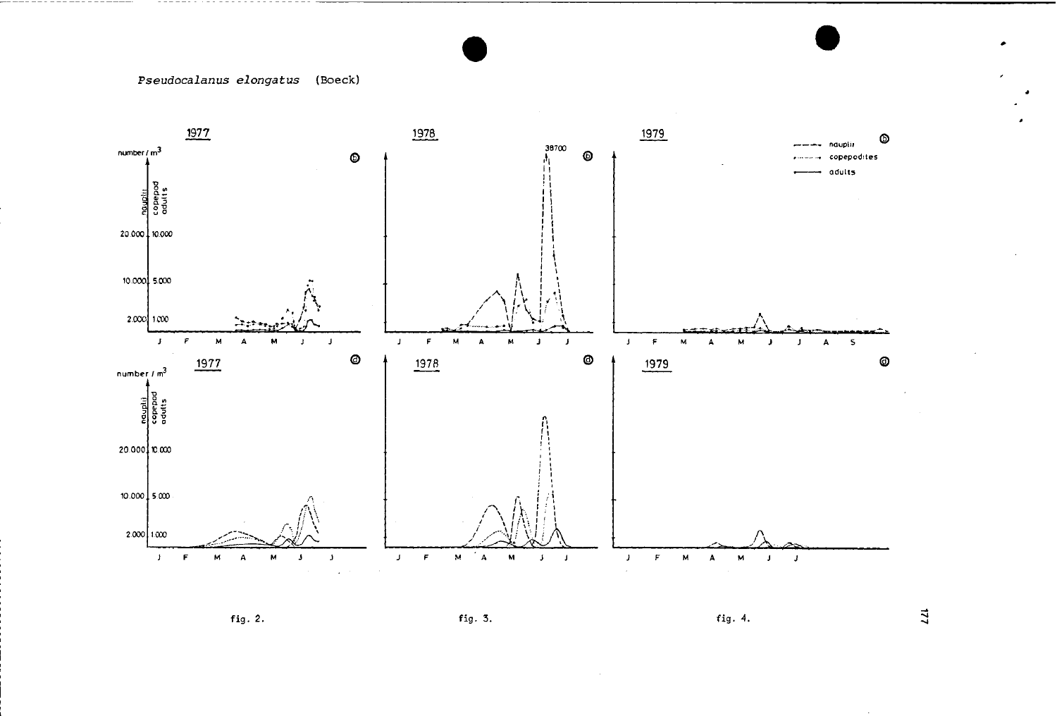*Pseudocalanus elongatus* (Boeck)

fig. 2.

fig. 3.

fig. 4.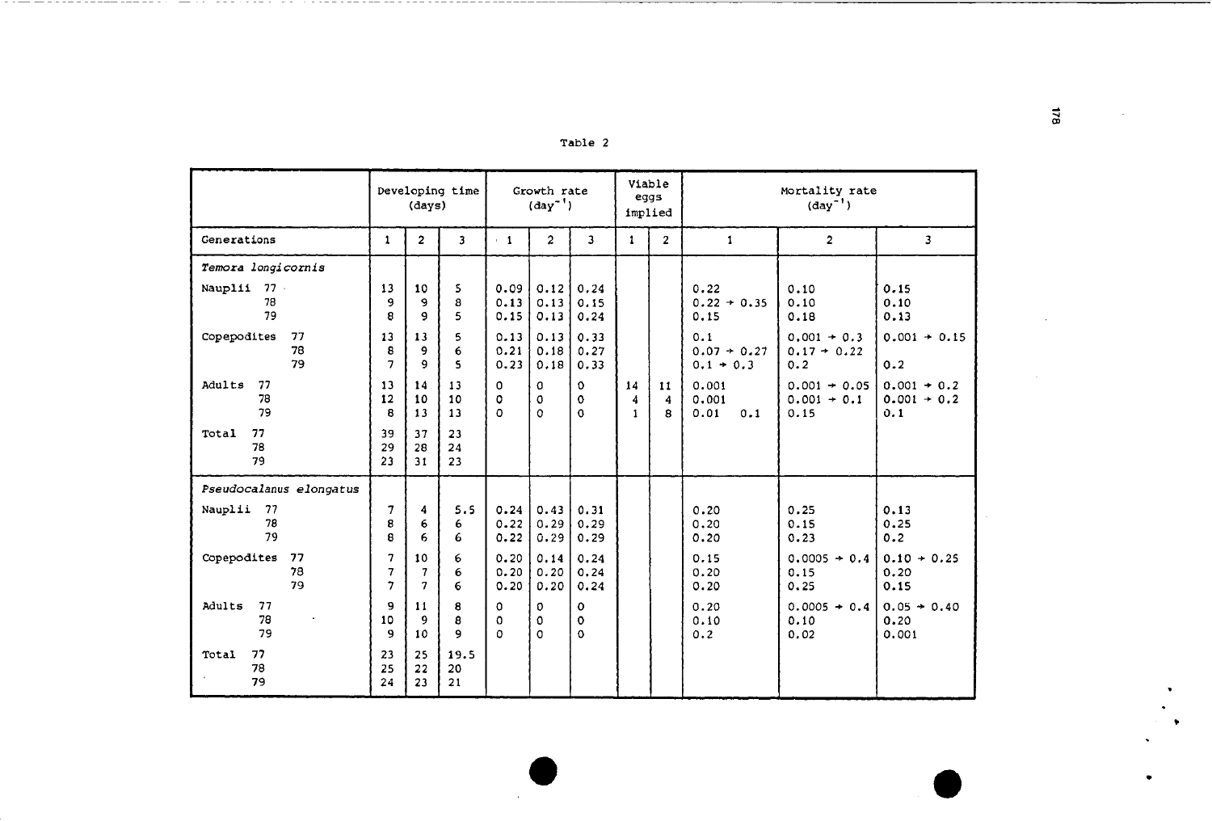Table 2

| | Developing time (days) | | | Growth rate ($day^{-1}$) | | | Viable eggs implied | | Mortality rate ($day^{-1}$) | | |
|---|---|---|---|---|---|---|---|---|---|---|---|
| Generations | 1 | 2 | 3 | 1 | 2 | 3 | 1 | 2 | 1 | 2 | 3 |
| *Temora longicornis* | | | | | | | | | | | |
| Nauplii 77 | 13 | 10 | 5 | 0.09 | 0.12 | 0.24 | | | 0.22 | 0.10 | 0.15 |
| 78 | 9 | 9 | 8 | 0.13 | 0.13 | 0.15 | | | 0.22 → 0.35 | 0.10 | 0.10 |
| 79 | 8 | 9 | 5 | 0.15 | 0.13 | 0.24 | | | 0.15 | 0.18 | 0.13 |
| Copepodites 77 | 13 | 13 | 5 | 0.13 | 0.13 | 0.33 | | | 0.1 | 0.001 → 0.3 | 0.001 → 0.15 |
| 78 | 8 | 9 | 6 | 0.21 | 0.18 | 0.27 | | | 0.07 → 0.27 | 0.17 → 0.22 | |
| 79 | 7 | 9 | 5 | 0.23 | 0.18 | 0.33 | | | 0.1 → 0.3 | 0.2 | 0.2 |
| Adults 77 | 13 | 14 | 13 | 0 | 0 | 0 | 14 | 11 | 0.001 | 0.001 → 0.05 | 0.001 → 0.2 |
| 78 | 12 | 10 | 10 | 0 | 0 | 0 | 4 | 4 | 0.001 | 0.001 → 0.1 | 0.001 → 0.2 |
| 79 | 8 | 13 | 13 | 0 | 0 | 0 | 1 | 8 | 0.01 0.1 | 0.15 | 0.1 |
| Total 77 | 39 | 37 | 23 | | | | | | | | |
| 78 | 29 | 28 | 24 | | | | | | | | |
| 79 | 23 | 31 | 23 | | | | | | | | |
| *Pseudocalanus elongatus* | | | | | | | | | | | |
| Nauplii 77 | 7 | 4 | 5.5 | 0.24 | 0.43 | 0.31 | | | 0.20 | 0.25 | 0.13 |
| 78 | 8 | 6 | 6 | 0.22 | 0.29 | 0.29 | | | 0.20 | 0.15 | 0.25 |
| 79 | 8 | 6 | 6 | 0.22 | 0.29 | 0.29 | | | 0.20 | 0.23 | 0.2 |
| Copepodites 77 | 7 | 10 | 6 | 0.20 | 0.14 | 0.24 | | | 0.15 | 0.0005 → 0.4 | 0.10 → 0.25 |
| 78 | 7 | 7 | 6 | 0.20 | 0.20 | 0.24 | | | 0.20 | 0.15 | 0.20 |
| 79 | 7 | 7 | 6 | 0.20 | 0.20 | 0.24 | | | 0.20 | 0.25 | 0.15 |
| Adults 77 | 9 | 11 | 8 | 0 | 0 | 0 | | | 0.20 | 0.0005 → 0.4 | 0.05 → 0.40 |
| 78 | 10 | 9 | 8 | 0 | 0 | 0 | | | 0.10 | 0.10 | 0.20 |
| 79 | 9 | 10 | 9 | 0 | 0 | 0 | | | 0.2 | 0.02 | 0.001 |
| Total 77 | 23 | 25 | 19.5 | | | | | | | | |
| 78 | 25 | 22 | 20 | | | | | | | | |
| 79 | 24 | 23 | 21 | | | | | | | | |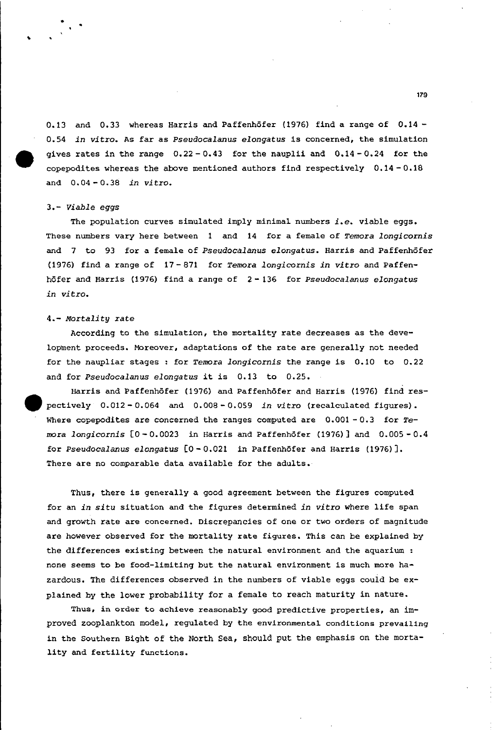0.13 and 0.33 whereas Harris and Paffenhöfer (1976) find a range of 0.14 - 0.54 *in vitro*. As far as *Pseudocalanus elongatus* is concerned, the simulation gives rates in the range 0.22 - 0.43 for the nauplii and 0.14 - 0.24 for the copepodites whereas the above mentioned authors find respectively 0.14 - 0.18 and 0.04 - 0.38 *in vitro*.

### 3.- *Viable eggs*

The population curves simulated imply minimal numbers *i.e.* viable eggs. These numbers vary here between 1 and 14 for a female of *Temora longicornis* and 7 to 93 for a female of *Pseudocalanus elongatus*. Harris and Paffenhöfer (1976) find a range of 17 - 871 for *Temora longicornis in vitro* and Paffenhöfer and Harris (1976) find a range of 2 - 136 for *Pseudocalanus elongatus in vitro*.

### 4.- *Mortality rate*

According to the simulation, the mortality rate decreases as the development proceeds. Moreover, adaptations of the rate are generally not needed for the naupliar stages : for *Temora longicornis* the range is 0.10 to 0.22 and for *Pseudocalanus elongatus* it is 0.13 to 0.25.

Harris and Paffenhöfer (1976) and Paffenhöfer and Harris (1976) find respectively 0.012 - 0.064 and 0.008 - 0.059 *in vitro* (recalculated figures). Where copepodites are concerned the ranges computed are 0.001 - 0.3 for *Temora longicornis* [0 - 0.0023 in Harris and Paffenhöfer (1976)] and 0.005 - 0.4 for *Pseudocalanus elongatus* [0 - 0.021 in Paffenhöfer and Harris (1976)]. There are no comparable data available for the adults.

Thus, there is generally a good agreement between the figures computed for an *in situ* situation and the figures determined *in vitro* where life span and growth rate are concerned. Discrepancies of one or two orders of magnitude are however observed for the mortality rate figures. This can be explained by the differences existing between the natural environment and the aquarium : none seems to be food-limiting but the natural environment is much more hazardous. The differences observed in the numbers of viable eggs could be explained by the lower probability for a female to reach maturity in nature.

Thus, in order to achieve reasonably good predictive properties, an improved zooplankton model, regulated by the environmental conditions prevailing in the Southern Bight of the North Sea, should put the emphasis on the mortality and fertility functions.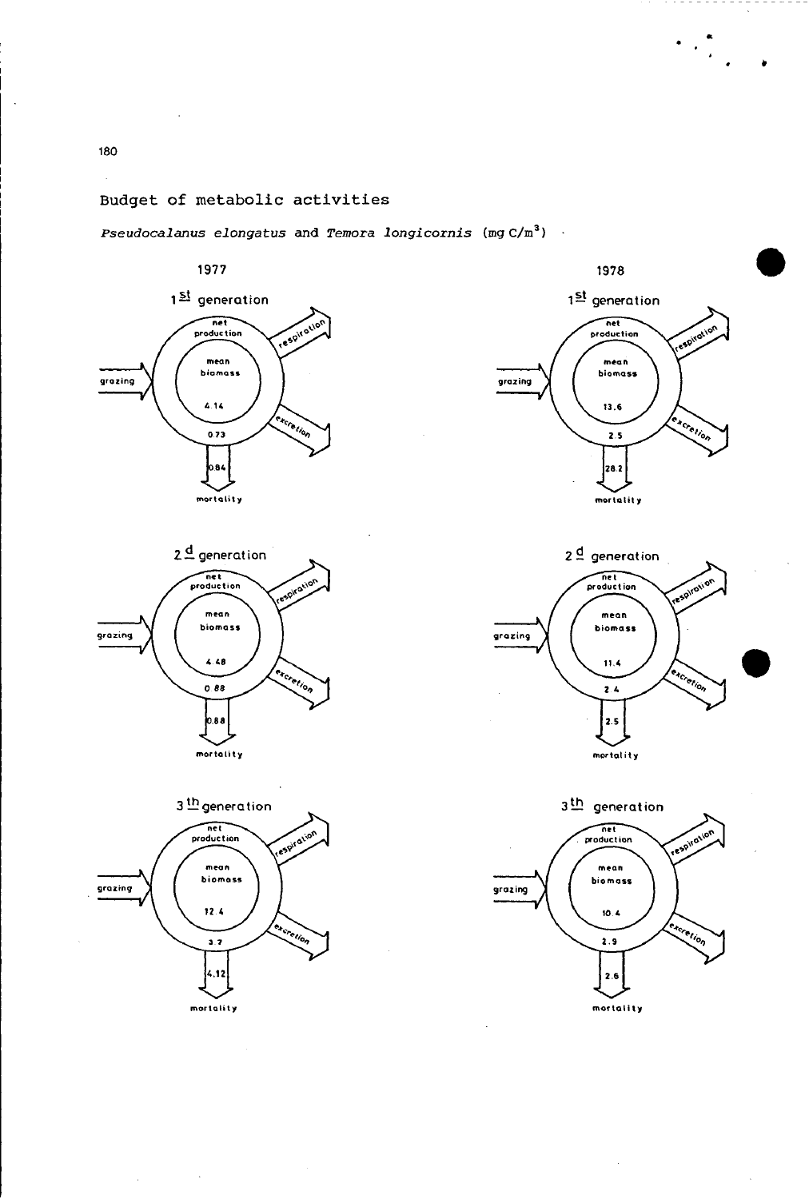Budget of metabolic activities

*Pseudocalanus elongatus* and *Temora longicornis* (mg C/m³)

1977

1st generation

net production

mean biomass

grazing

respiration

excretion

4.14

0.73

0.84

mortality

2d generation

net production

mean biomass

grazing

respiration

excretion

4.48

0.88

0.88

mortality

3th generation

net production

mean biomass

grazing

respiration

excretion

12.4

3.7

4.12

mortality

1978

1st generation

net production

mean biomass

grazing

respiration

excretion

13.6

2.5

28.2

mortality

2d generation

net production

mean biomass

grazing

respiration

excretion

11.4

2.4

2.5

mortality

3th generation

net production

mean biomass

grazing

respiration

excretion

10.4

2.9

2.6

mortality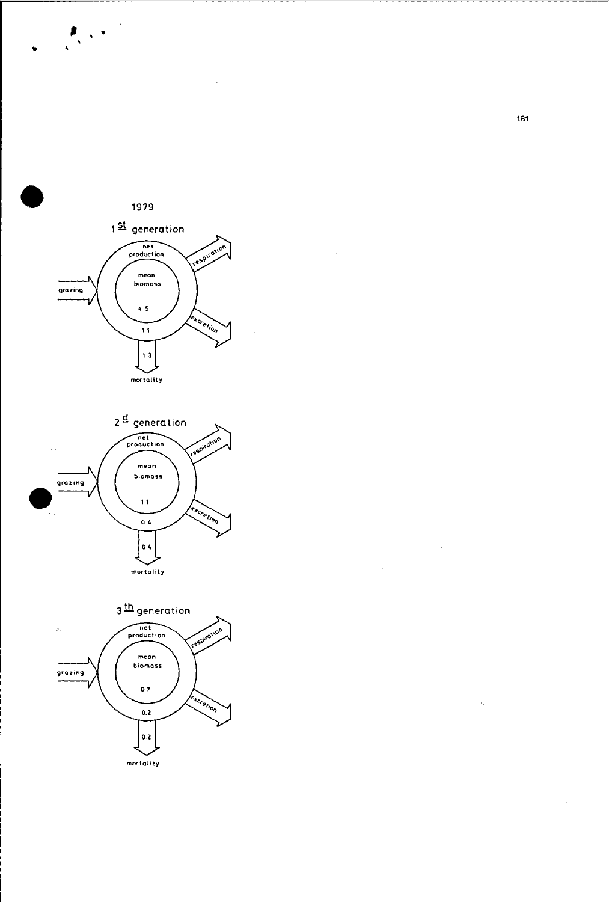1979

1st generation

net production

mean biomass

4.5

11

13

grazing

respiration

excretion

mortality

2d generation

net production

mean biomass

1.1

0.4

0.4

grazing

respiration

excretion

mortality

3th generation

net production

mean biomass

0.7

0.2

0.2

grazing

respiration

excretion

mortality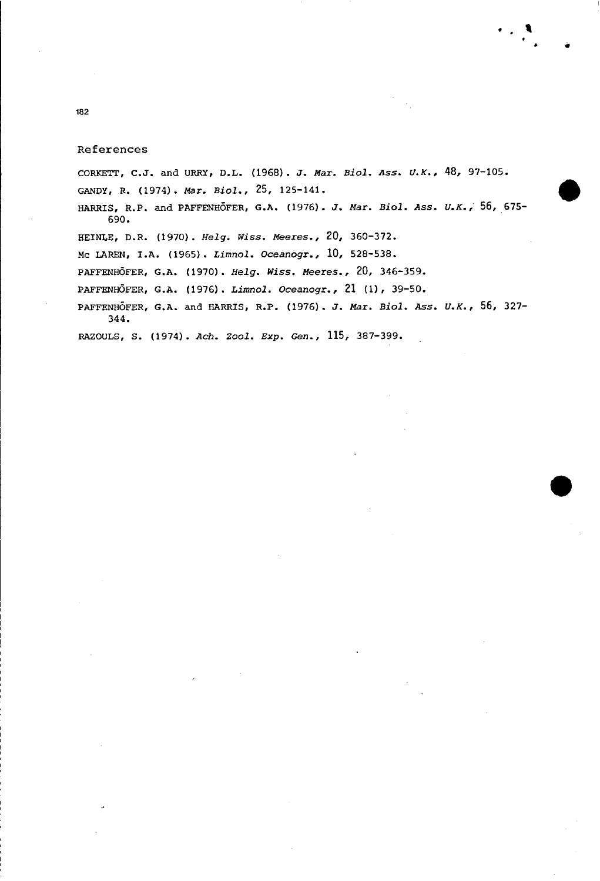## References

CORKETT, C.J. and URRY, D.L. (1968). *J. Mar. Biol. Ass. U.K.*, 48, 97-105.

GANDY, R. (1974). *Mar. Biol.*, 25, 125-141.

HARRIS, R.P. and PAFFENHÖFER, G.A. (1976). *J. Mar. Biol. Ass. U.K.*, 56, 675-690.

HEINLE, D.R. (1970). *Helg. Wiss. Meeres.*, 20, 360-372.

Mc LAREN, I.A. (1965). *Limnol. Oceanogr.*, 10, 528-538.

PAFFENHÖFER, G.A. (1970). *Helg. Wiss. Meeres.*, 20, 346-359.

PAFFENHÖFER, G.A. (1976). *Limnol. Oceanogr.*, 21 (1), 39-50.

PAFFENHÖFER, G.A. and HARRIS, R.P. (1976). *J. Mar. Biol. Ass. U.K.*, 56, 327-344.

RAZOULS, S. (1974). *Ach. Zool. Exp. Gen.*, 115, 387-399.